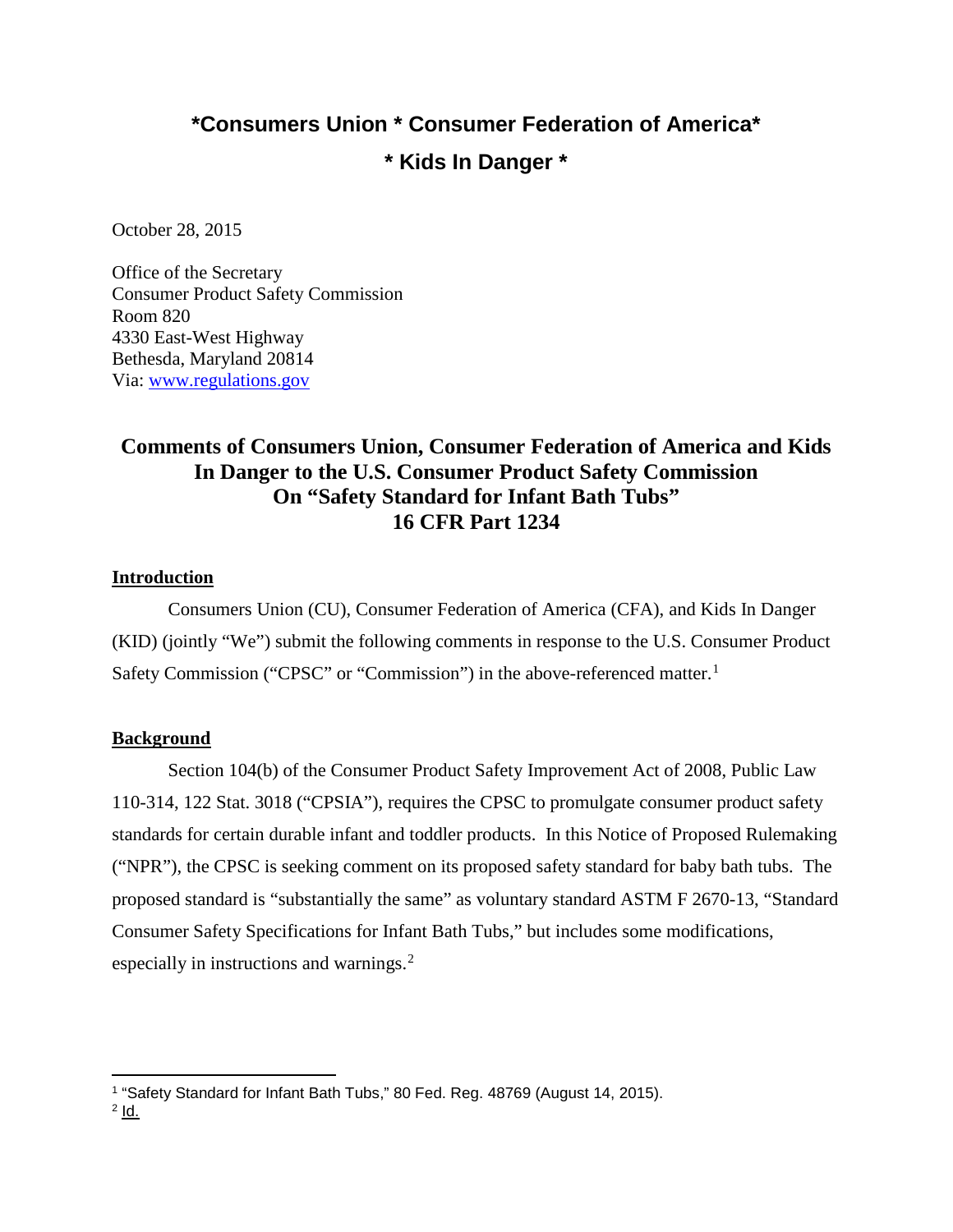**\*Consumers Union \* Consumer Federation of America\***

**\* Kids In Danger \***

October 28, 2015

Office of the Secretary
Consumer Product Safety Commission
Room 820
4330 East-West Highway
Bethesda, Maryland 20814
Via: [www.regulations.gov](http://www.regulations.gov)

# Comments of Consumers Union, Consumer Federation of America and Kids In Danger to the U.S. Consumer Product Safety Commission On "Safety Standard for Infant Bath Tubs" 16 CFR Part 1234

## Introduction

Consumers Union (CU), Consumer Federation of America (CFA), and Kids In Danger (KID) (jointly "We") submit the following comments in response to the U.S. Consumer Product Safety Commission ("CPSC" or "Commission") in the above-referenced matter.[1]

## Background

Section 104(b) of the Consumer Product Safety Improvement Act of 2008, Public Law 110-314, 122 Stat. 3018 ("CPSIA"), requires the CPSC to promulgate consumer product safety standards for certain durable infant and toddler products. In this Notice of Proposed Rulemaking ("NPR"), the CPSC is seeking comment on its proposed safety standard for baby bath tubs. The proposed standard is "substantially the same" as voluntary standard ASTM F 2670-13, "Standard Consumer Safety Specifications for Infant Bath Tubs," but includes some modifications, especially in instructions and warnings.[2]

---

[1] "Safety Standard for Infant Bath Tubs," 80 Fed. Reg. 48769 (August 14, 2015).

[2] Id.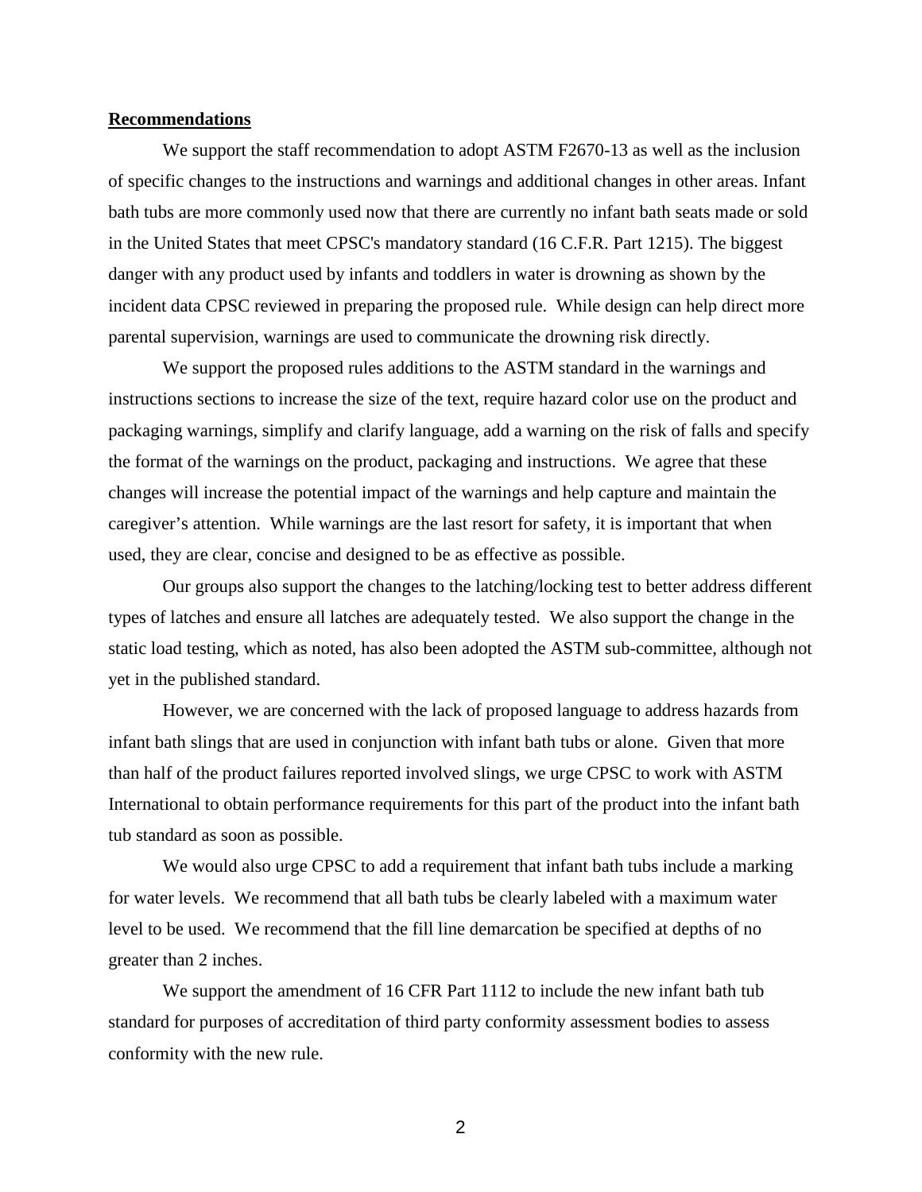**Recommendations**

We support the staff recommendation to adopt ASTM F2670-13 as well as the inclusion of specific changes to the instructions and warnings and additional changes in other areas. Infant bath tubs are more commonly used now that there are currently no infant bath seats made or sold in the United States that meet CPSC's mandatory standard (16 C.F.R. Part 1215). The biggest danger with any product used by infants and toddlers in water is drowning as shown by the incident data CPSC reviewed in preparing the proposed rule. While design can help direct more parental supervision, warnings are used to communicate the drowning risk directly.

We support the proposed rules additions to the ASTM standard in the warnings and instructions sections to increase the size of the text, require hazard color use on the product and packaging warnings, simplify and clarify language, add a warning on the risk of falls and specify the format of the warnings on the product, packaging and instructions. We agree that these changes will increase the potential impact of the warnings and help capture and maintain the caregiver's attention. While warnings are the last resort for safety, it is important that when used, they are clear, concise and designed to be as effective as possible.

Our groups also support the changes to the latching/locking test to better address different types of latches and ensure all latches are adequately tested. We also support the change in the static load testing, which as noted, has also been adopted the ASTM sub-committee, although not yet in the published standard.

However, we are concerned with the lack of proposed language to address hazards from infant bath slings that are used in conjunction with infant bath tubs or alone. Given that more than half of the product failures reported involved slings, we urge CPSC to work with ASTM International to obtain performance requirements for this part of the product into the infant bath tub standard as soon as possible.

We would also urge CPSC to add a requirement that infant bath tubs include a marking for water levels. We recommend that all bath tubs be clearly labeled with a maximum water level to be used. We recommend that the fill line demarcation be specified at depths of no greater than 2 inches.

We support the amendment of 16 CFR Part 1112 to include the new infant bath tub standard for purposes of accreditation of third party conformity assessment bodies to assess conformity with the new rule.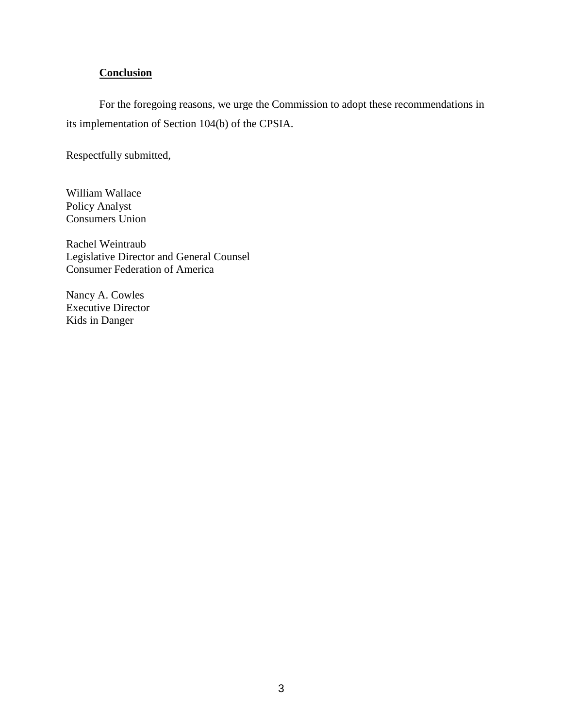**Conclusion**

For the foregoing reasons, we urge the Commission to adopt these recommendations in its implementation of Section 104(b) of the CPSIA.

Respectfully submitted,

William Wallace
Policy Analyst
Consumers Union

Rachel Weintraub
Legislative Director and General Counsel
Consumer Federation of America

Nancy A. Cowles
Executive Director
Kids in Danger